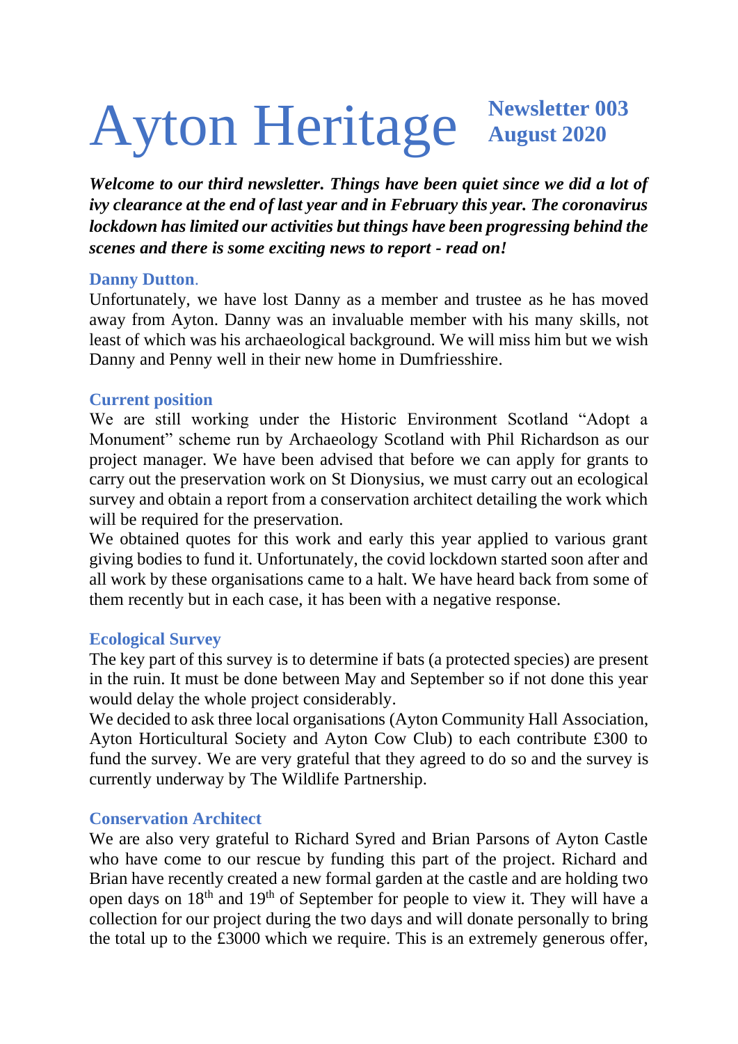# Ayton Heritage

**Newsletter 003**
**August 2020**

***Welcome to our third newsletter. Things have been quiet since we did a lot of ivy clearance at the end of last year and in February this year. The coronavirus lockdown has limited our activities but things have been progressing behind the scenes and there is some exciting news to report - read on!***

## Danny Dutton.

Unfortunately, we have lost Danny as a member and trustee as he has moved away from Ayton. Danny was an invaluable member with his many skills, not least of which was his archaeological background. We will miss him but we wish Danny and Penny well in their new home in Dumfriesshire.

## Current position

We are still working under the Historic Environment Scotland "Adopt a Monument" scheme run by Archaeology Scotland with Phil Richardson as our project manager. We have been advised that before we can apply for grants to carry out the preservation work on St Dionysius, we must carry out an ecological survey and obtain a report from a conservation architect detailing the work which will be required for the preservation.

We obtained quotes for this work and early this year applied to various grant giving bodies to fund it. Unfortunately, the covid lockdown started soon after and all work by these organisations came to a halt. We have heard back from some of them recently but in each case, it has been with a negative response.

## Ecological Survey

The key part of this survey is to determine if bats (a protected species) are present in the ruin. It must be done between May and September so if not done this year would delay the whole project considerably.

We decided to ask three local organisations (Ayton Community Hall Association, Ayton Horticultural Society and Ayton Cow Club) to each contribute £300 to fund the survey. We are very grateful that they agreed to do so and the survey is currently underway by The Wildlife Partnership.

## Conservation Architect

We are also very grateful to Richard Syred and Brian Parsons of Ayton Castle who have come to our rescue by funding this part of the project. Richard and Brian have recently created a new formal garden at the castle and are holding two open days on 18th and 19th of September for people to view it. They will have a collection for our project during the two days and will donate personally to bring the total up to the £3000 which we require. This is an extremely generous offer,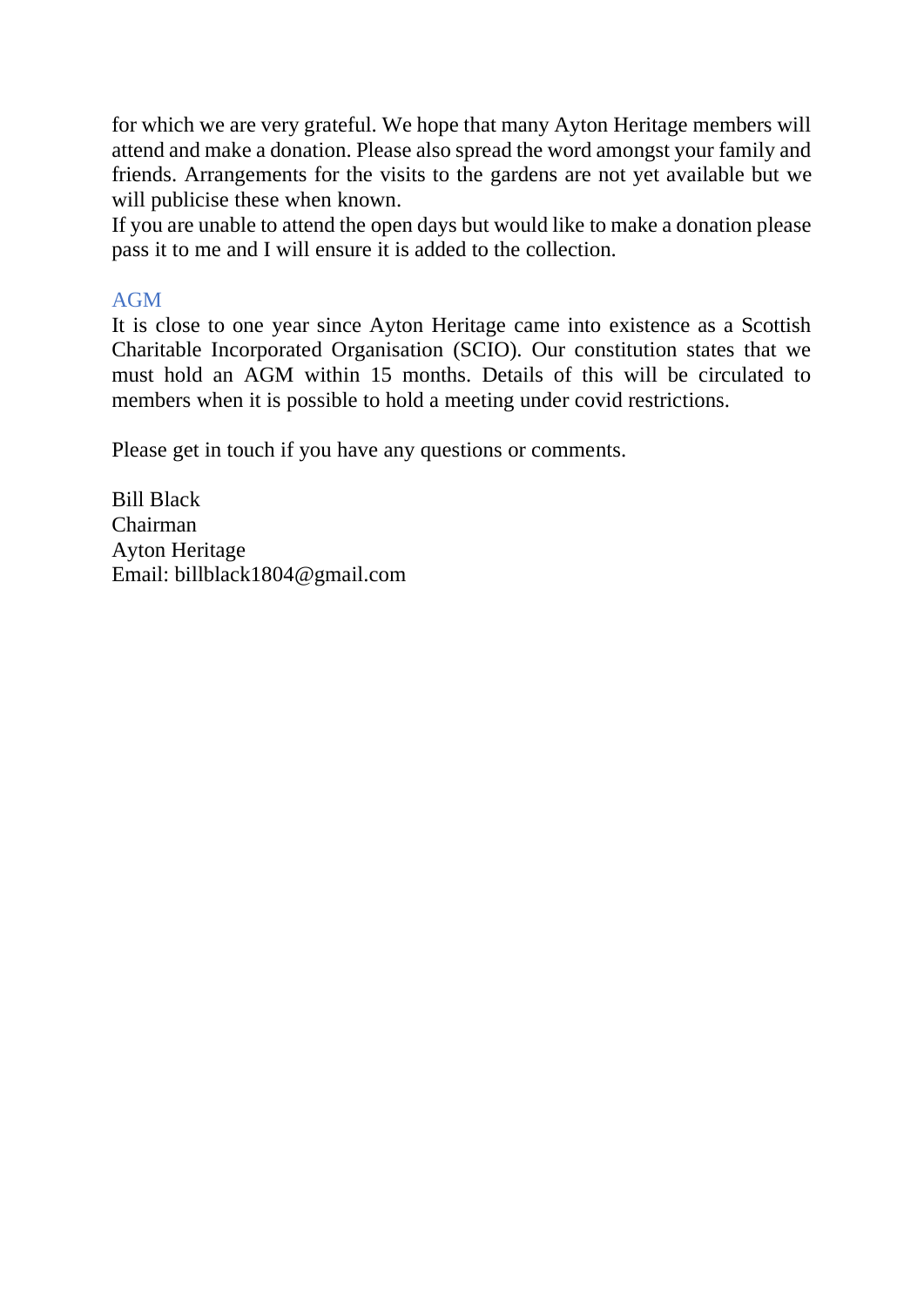for which we are very grateful. We hope that many Ayton Heritage members will attend and make a donation. Please also spread the word amongst your family and friends. Arrangements for the visits to the gardens are not yet available but we will publicise these when known.
If you are unable to attend the open days but would like to make a donation please pass it to me and I will ensure it is added to the collection.

## AGM

It is close to one year since Ayton Heritage came into existence as a Scottish Charitable Incorporated Organisation (SCIO). Our constitution states that we must hold an AGM within 15 months. Details of this will be circulated to members when it is possible to hold a meeting under covid restrictions.

Please get in touch if you have any questions or comments.

Bill Black
Chairman
Ayton Heritage
Email: billblack1804@gmail.com